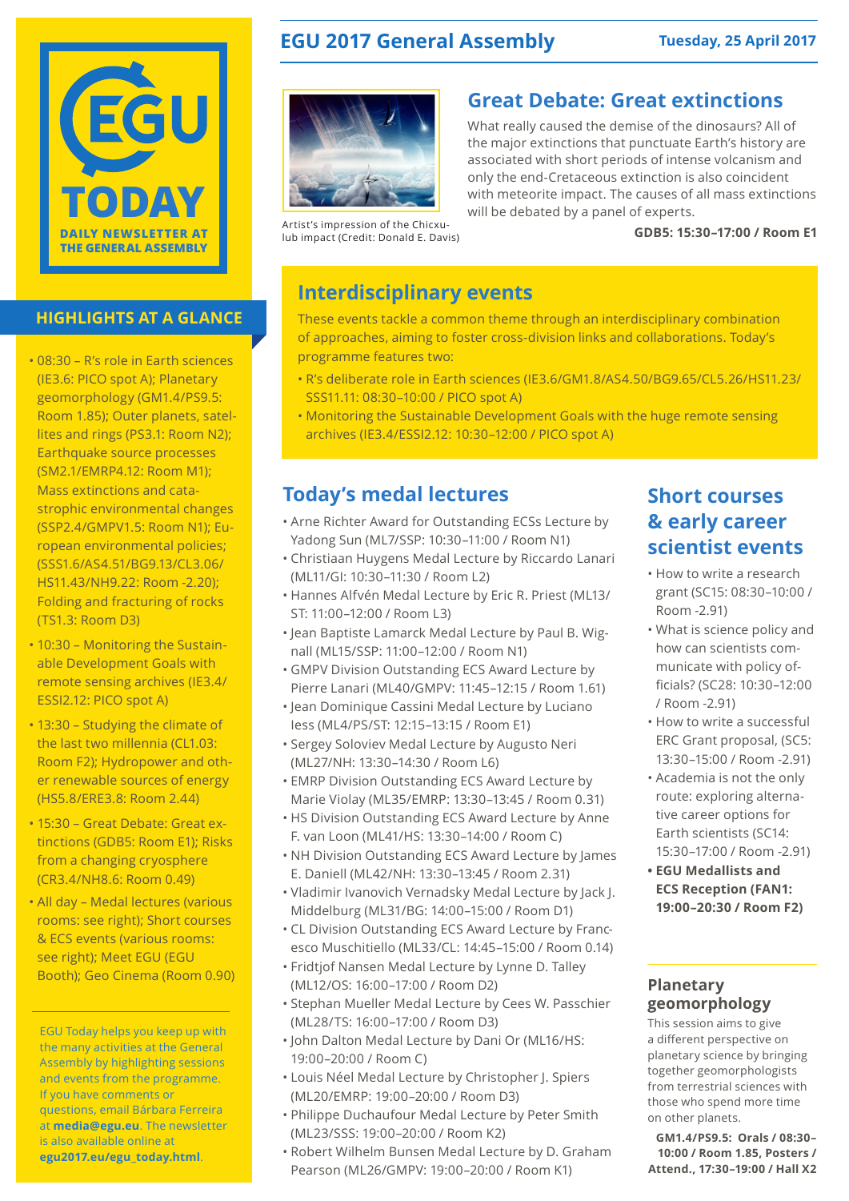# EGU TODAY

DAILY NEWSLETTER AT THE GENERAL ASSEMBLY

## EGU 2017 General Assembly

Tuesday, 25 April 2017

## HIGHLIGHTS AT A GLANCE

- 08:30 – R's role in Earth sciences (IE3.6: PICO spot A); Planetary geomorphology (GM1.4/PS9.5: Room 1.85); Outer planets, satellites and rings (PS3.1: Room N2); Earthquake source processes (SM2.1/EMRP4.12: Room M1); Mass extinctions and catastrophic environmental changes (SSP2.4/GMPV1.5: Room N1); European environmental policies; (SSS1.6/AS4.51/BG9.13/CL3.06/HS11.43/NH9.22: Room -2.20); Folding and fracturing of rocks (TS1.3: Room D3)
- 10:30 – Monitoring the Sustainable Development Goals with remote sensing archives (IE3.4/ESSI2.12: PICO spot A)
- 13:30 – Studying the climate of the last two millennia (CL1.03: Room F2); Hydropower and other renewable sources of energy (HS5.8/ERE3.8: Room 2.44)
- 15:30 – Great Debate: Great extinctions (GDB5: Room E1); Risks from a changing cryosphere (CR3.4/NH8.6: Room 0.49)
- All day – Medal lectures (various rooms: see right); Short courses & ECS events (various rooms: see right); Meet EGU (EGU Booth); Geo Cinema (Room 0.90)

EGU Today helps you keep up with the many activities at the General Assembly by highlighting sessions and events from the programme. If you have comments or questions, email Bárbara Ferreira at **media@egu.eu**. The newsletter is also available online at **egu2017.eu/egu_today.html**.

## Great Debate: Great extinctions

Artist's impression of the Chicxulub impact (Credit: Donald E. Davis)

What really caused the demise of the dinosaurs? All of the major extinctions that punctuate Earth's history are associated with short periods of intense volcanism and only the end-Cretaceous extinction is also coincident with meteorite impact. The causes of all mass extinctions will be debated by a panel of experts.

**GDB5: 15:30–17:00 / Room E1**

## Interdisciplinary events

These events tackle a common theme through an interdisciplinary combination of approaches, aiming to foster cross-division links and collaborations. Today's programme features two:

- R's deliberate role in Earth sciences (IE3.6/GM1.8/AS4.50/BG9.65/CL5.26/HS11.23/SSS11.11: 08:30–10:00 / PICO spot A)
- Monitoring the Sustainable Development Goals with the huge remote sensing archives (IE3.4/ESSI2.12: 10:30–12:00 / PICO spot A)

## Today's medal lectures

- Arne Richter Award for Outstanding ECSs Lecture by Yadong Sun (ML7/SSP: 10:30–11:00 / Room N1)
- Christiaan Huygens Medal Lecture by Riccardo Lanari (ML11/GI: 10:30–11:30 / Room L2)
- Hannes Alfvén Medal Lecture by Eric R. Priest (ML13/ST: 11:00–12:00 / Room L3)
- Jean Baptiste Lamarck Medal Lecture by Paul B. Wignall (ML15/SSP: 11:00–12:00 / Room N1)
- GMPV Division Outstanding ECS Award Lecture by Pierre Lanari (ML40/GMPV: 11:45–12:15 / Room 1.61)
- Jean Dominique Cassini Medal Lecture by Luciano Iess (ML4/PS/ST: 12:15–13:15 / Room E1)
- Sergey Soloviev Medal Lecture by Augusto Neri (ML27/NH: 13:30–14:30 / Room L6)
- EMRP Division Outstanding ECS Award Lecture by Marie Violay (ML35/EMRP: 13:30–13:45 / Room 0.31)
- HS Division Outstanding ECS Award Lecture by Anne F. van Loon (ML41/HS: 13:30–14:00 / Room C)
- NH Division Outstanding ECS Award Lecture by James E. Daniell (ML42/NH: 13:30–13:45 / Room 2.31)
- Vladimir Ivanovich Vernadsky Medal Lecture by Jack J. Middelburg (ML31/BG: 14:00–15:00 / Room D1)
- CL Division Outstanding ECS Award Lecture by Francesco Muschitiello (ML33/CL: 14:45–15:00 / Room 0.14)
- Fridtjof Nansen Medal Lecture by Lynne D. Talley (ML12/OS: 16:00–17:00 / Room D2)
- Stephan Mueller Medal Lecture by Cees W. Passchier (ML28/TS: 16:00–17:00 / Room D3)
- John Dalton Medal Lecture by Dani Or (ML16/HS: 19:00–20:00 / Room C)
- Louis Néel Medal Lecture by Christopher J. Spiers (ML20/EMRP: 19:00–20:00 / Room D3)
- Philippe Duchaufour Medal Lecture by Peter Smith (ML23/SSS: 19:00–20:00 / Room K2)
- Robert Wilhelm Bunsen Medal Lecture by D. Graham Pearson (ML26/GMPV: 19:00–20:00 / Room K1)

## Short courses & early career scientist events

- How to write a research grant (SC15: 08:30–10:00 / Room -2.91)
- What is science policy and how can scientists communicate with policy officials? (SC28: 10:30–12:00 / Room -2.91)
- How to write a successful ERC Grant proposal, (SC5: 13:30–15:00 / Room -2.91)
- Academia is not the only route: exploring alternative career options for Earth scientists (SC14: 15:30–17:00 / Room -2.91)
- **EGU Medallists and ECS Reception (FAN1: 19:00–20:30 / Room F2)**

### Planetary geomorphology

This session aims to give a different perspective on planetary science by bringing together geomorphologists from terrestrial sciences with those who spend more time on other planets.

**GM1.4/PS9.5: Orals / 08:30–10:00 / Room 1.85, Posters / Attend., 17:30–19:00 / Hall X2**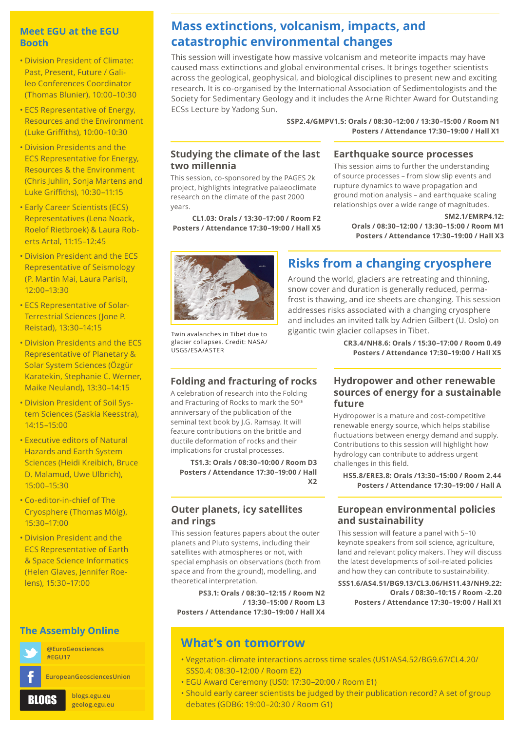## Meet EGU at the EGU Booth

- Division President of Climate: Past, Present, Future / Galileo Conferences Coordinator (Thomas Blunier), 10:00–10:30
- ECS Representative of Energy, Resources and the Environment (Luke Griffiths), 10:00–10:30
- Division Presidents and the ECS Representative for Energy, Resources & the Environment (Chris Juhlin, Sonja Martens and Luke Griffiths), 10:30–11:15
- Early Career Scientists (ECS) Representatives (Lena Noack, Roelof Rietbroek) & Laura Roberts Artal, 11:15–12:45
- Division President and the ECS Representative of Seismology (P. Martin Mai, Laura Parisi), 12:00–13:30
- ECS Representative of Solar-Terrestrial Sciences (Jone P. Reistad), 13:30–14:15
- Division Presidents and the ECS Representative of Planetary & Solar System Sciences (Özgür Karatekin, Stephanie C. Werner, Maike Neuland), 13:30–14:15
- Division President of Soil System Sciences (Saskia Keesstra), 14:15–15:00
- Executive editors of Natural Hazards and Earth System Sciences (Heidi Kreibich, Bruce D. Malamud, Uwe Ulbrich), 15:00–15:30
- Co-editor-in-chief of The Cryosphere (Thomas Mölg), 15:30–17:00
- Division President and the ECS Representative of Earth & Space Science Informatics (Helen Glaves, Jennifer Roelens), 15:30–17:00

## The Assembly Online

@EuroGeosciences #EGU17

EuropeanGeosciencesUnion

BLOGS blogs.egu.eu geolog.egu.eu

## Mass extinctions, volcanism, impacts, and catastrophic environmental changes

This session will investigate how massive volcanism and meteorite impacts may have caused mass extinctions and global environmental crises. It brings together scientists across the geological, geophysical, and biological disciplines to present new and exciting research. It is co-organised by the International Association of Sedimentologists and the Society for Sedimentary Geology and it includes the Arne Richter Award for Outstanding ECSs Lecture by Yadong Sun.

**SSP2.4/GMPV1.5: Orals / 08:30–12:00 / 13:30–15:00 / Room N1**
**Posters / Attendance 17:30–19:00 / Hall X1**

### Studying the climate of the last two millennia

This session, co-sponsored by the PAGES 2k project, highlights integrative palaeoclimate research on the climate of the past 2000 years.

**CL1.03: Orals / 13:30–17:00 / Room F2**
**Posters / Attendance 17:30–19:00 / Hall X5**

### Earthquake source processes

This session aims to further the understanding of source processes – from slow slip events and rupture dynamics to wave propagation and ground motion analysis – and earthquake scaling relationships over a wide range of magnitudes.

**SM2.1/EMRP4.12:**
**Orals / 08:30–12:00 / 13:30–15:00 / Room M1**
**Posters / Attendance 17:30–19:00 / Hall X3**

Twin avalanches in Tibet due to glacier collapses. Credit: NASA/USGS/ESA/ASTER

## Risks from a changing cryosphere

Around the world, glaciers are retreating and thinning, snow cover and duration is generally reduced, permafrost is thawing, and ice sheets are changing. This session addresses risks associated with a changing cryosphere and includes an invited talk by Adrien Gilbert (U. Oslo) on gigantic twin glacier collapses in Tibet.

**CR3.4/NH8.6: Orals / 15:30–17:00 / Room 0.49**
**Posters / Attendance 17:30–19:00 / Hall X5**

### Folding and fracturing of rocks

A celebration of research into the Folding and Fracturing of Rocks to mark the 50th anniversary of the publication of the seminal text book by J.G. Ramsay. It will feature contributions on the brittle and ductile deformation of rocks and their implications for crustal processes.

**TS1.3: Orals / 08:30–10:00 / Room D3**
**Posters / Attendance 17:30–19:00 / Hall X2**

### Hydropower and other renewable sources of energy for a sustainable future

Hydropower is a mature and cost-competitive renewable energy source, which helps stabilise fluctuations between energy demand and supply. Contributions to this session will highlight how hydrology can contribute to address urgent challenges in this field.

**HS5.8/ERE3.8: Orals /13:30–15:00 / Room 2.44**
**Posters / Attendance 17:30–19:00 / Hall A**

### Outer planets, icy satellites and rings

This session features papers about the outer planets and Pluto systems, including their satellites with atmospheres or not, with special emphasis on observations (both from space and from the ground), modelling, and theoretical interpretation.

**PS3.1: Orals / 08:30–12:15 / Room N2**
**/ 13:30–15:00 / Room L3**
**Posters / Attendance 17:30–19:00 / Hall X4**

### European environmental policies and sustainability

This session will feature a panel with 5–10 keynote speakers from soil science, agriculture, land and relevant policy makers. They will discuss the latest developments of soil-related policies and how they can contribute to sustainability.

**SSS1.6/AS4.51/BG9.13/CL3.06/HS11.43/NH9.22:**
**Orals / 08:30–10:15 / Room -2.20**
**Posters / Attendance 17:30–19:00 / Hall X1**

## What's on tomorrow

- Vegetation-climate interactions across time scales (US1/AS4.52/BG9.67/CL4.20/SSS0.4: 08:30–12:00 / Room E2)
- EGU Award Ceremony (US0: 17:30–20:00 / Room E1)
- Should early career scientists be judged by their publication record? A set of group debates (GDB6: 19:00–20:30 / Room G1)